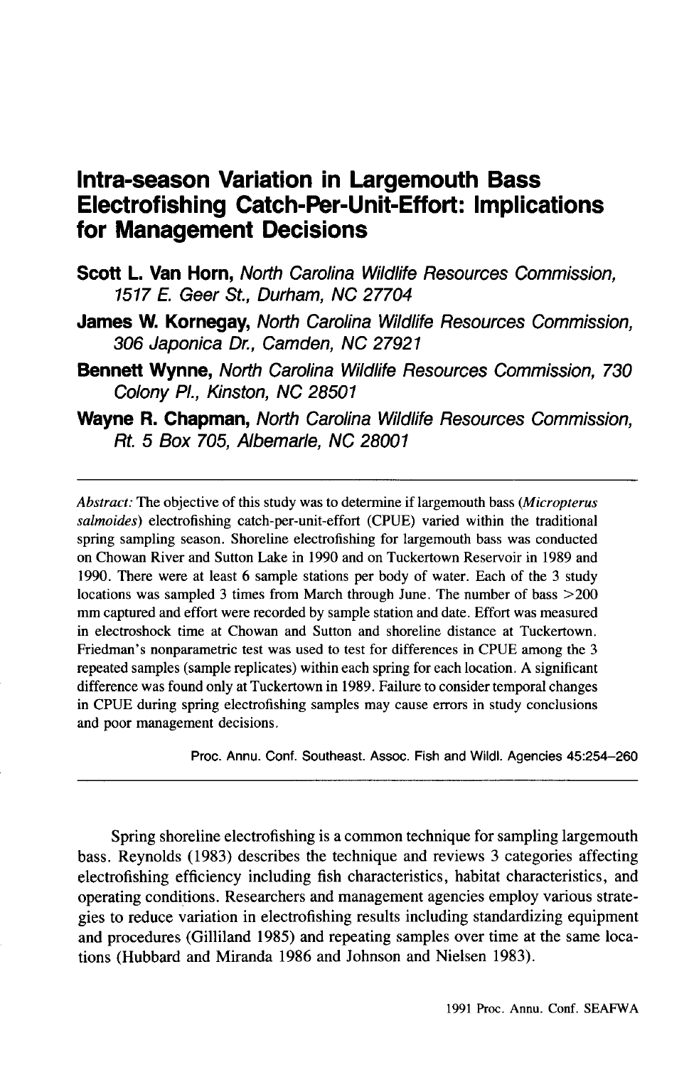# Intra-season Variation in Largemouth Bass Electrofishing Catch-Per-Unit-Effort: Implications for Management Decisions

**Scott L. Van Horn,** *North Carolina Wildlife Resources Commission, 1517 E. Geer St., Durham, NC 27704*

**James W. Kornegay,** *North Carolina Wildlife Resources Commission, 306 Japonica Dr., Camden, NC 27921*

**Bennett Wynne,** *North Carolina Wildlife Resources Commission, 730 Colony Pl., Kinston, NC 28501*

**Wayne R. Chapman,** *North Carolina Wildlife Resources Commission, Rt. 5 Box 705, Albemarle, NC 28001*

---

*Abstract:* The objective of this study was to determine if largemouth bass (*Micropterus salmoides*) electrofishing catch-per-unit-effort (CPUE) varied within the traditional spring sampling season. Shoreline electrofishing for largemouth bass was conducted on Chowan River and Sutton Lake in 1990 and on Tuckertown Reservoir in 1989 and 1990. There were at least 6 sample stations per body of water. Each of the 3 study locations was sampled 3 times from March through June. The number of bass >200 mm captured and effort were recorded by sample station and date. Effort was measured in electroshock time at Chowan and Sutton and shoreline distance at Tuckertown. Friedman's nonparametric test was used to test for differences in CPUE among the 3 repeated samples (sample replicates) within each spring for each location. A significant difference was found only at Tuckertown in 1989. Failure to consider temporal changes in CPUE during spring electrofishing samples may cause errors in study conclusions and poor management decisions.

Proc. Annu. Conf. Southeast. Assoc. Fish and Wildl. Agencies 45:254–260

---

Spring shoreline electrofishing is a common technique for sampling largemouth bass. Reynolds (1983) describes the technique and reviews 3 categories affecting electrofishing efficiency including fish characteristics, habitat characteristics, and operating conditions. Researchers and management agencies employ various strategies to reduce variation in electrofishing results including standardizing equipment and procedures (Gilliland 1985) and repeating samples over time at the same locations (Hubbard and Miranda 1986 and Johnson and Nielsen 1983).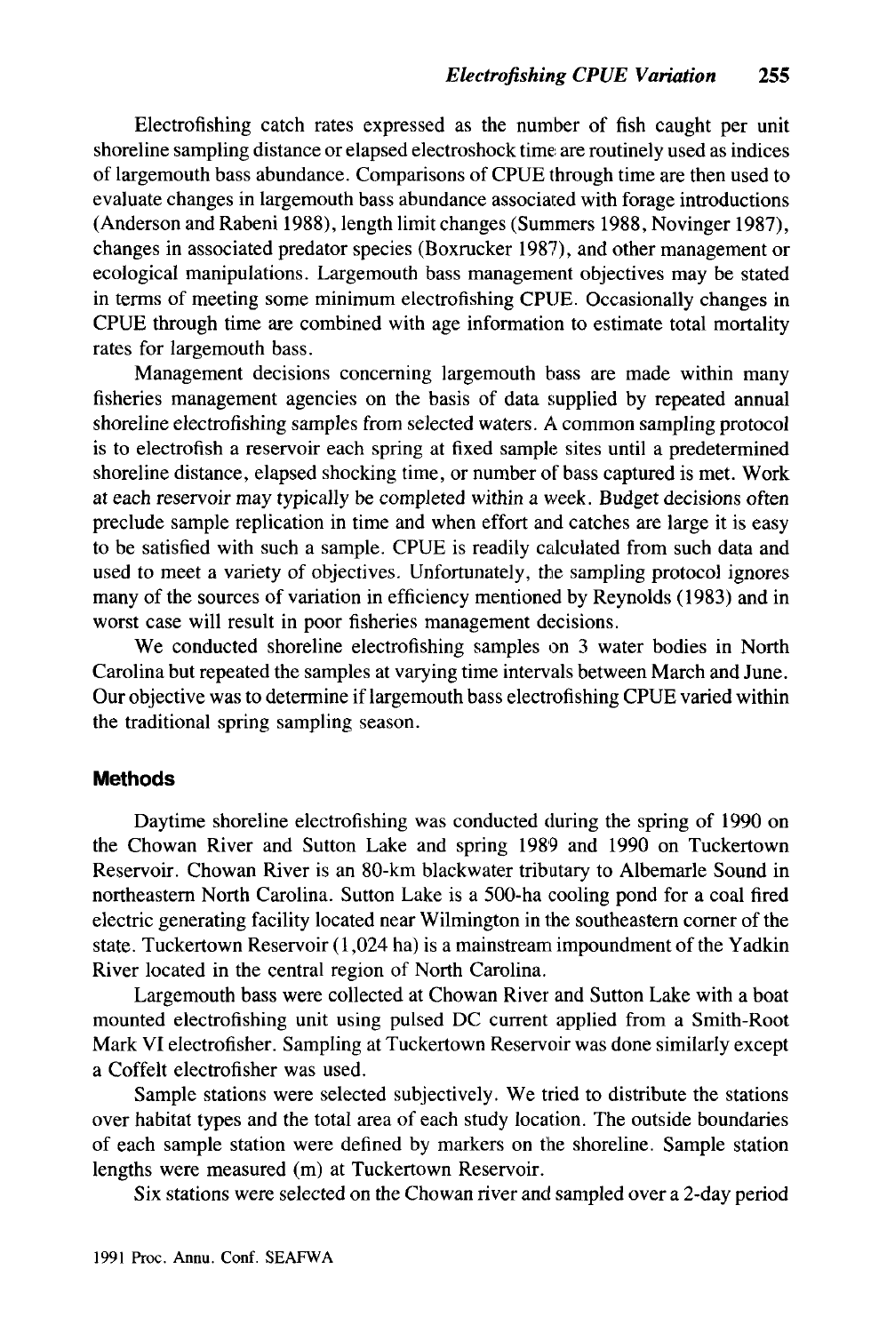Electrofishing catch rates expressed as the number of fish caught per unit shoreline sampling distance or elapsed electroshock time are routinely used as indices of largemouth bass abundance. Comparisons of CPUE through time are then used to evaluate changes in largemouth bass abundance associated with forage introductions (Anderson and Rabeni 1988), length limit changes (Summers 1988, Novinger 1987), changes in associated predator species (Boxrucker 1987), and other management or ecological manipulations. Largemouth bass management objectives may be stated in terms of meeting some minimum electrofishing CPUE. Occasionally changes in CPUE through time are combined with age information to estimate total mortality rates for largemouth bass.

Management decisions concerning largemouth bass are made within many fisheries management agencies on the basis of data supplied by repeated annual shoreline electrofishing samples from selected waters. A common sampling protocol is to electrofish a reservoir each spring at fixed sample sites until a predetermined shoreline distance, elapsed shocking time, or number of bass captured is met. Work at each reservoir may typically be completed within a week. Budget decisions often preclude sample replication in time and when effort and catches are large it is easy to be satisfied with such a sample. CPUE is readily calculated from such data and used to meet a variety of objectives. Unfortunately, the sampling protocol ignores many of the sources of variation in efficiency mentioned by Reynolds (1983) and in worst case will result in poor fisheries management decisions.

We conducted shoreline electrofishing samples on 3 water bodies in North Carolina but repeated the samples at varying time intervals between March and June. Our objective was to determine if largemouth bass electrofishing CPUE varied within the traditional spring sampling season.

## Methods

Daytime shoreline electrofishing was conducted during the spring of 1990 on the Chowan River and Sutton Lake and spring 1989 and 1990 on Tuckertown Reservoir. Chowan River is an 80-km blackwater tributary to Albemarle Sound in northeastern North Carolina. Sutton Lake is a 500-ha cooling pond for a coal fired electric generating facility located near Wilmington in the southeastern corner of the state. Tuckertown Reservoir (1,024 ha) is a mainstream impoundment of the Yadkin River located in the central region of North Carolina.

Largemouth bass were collected at Chowan River and Sutton Lake with a boat mounted electrofishing unit using pulsed DC current applied from a Smith-Root Mark VI electrofisher. Sampling at Tuckertown Reservoir was done similarly except a Coffelt electrofisher was used.

Sample stations were selected subjectively. We tried to distribute the stations over habitat types and the total area of each study location. The outside boundaries of each sample station were defined by markers on the shoreline. Sample station lengths were measured (m) at Tuckertown Reservoir.

Six stations were selected on the Chowan river and sampled over a 2-day period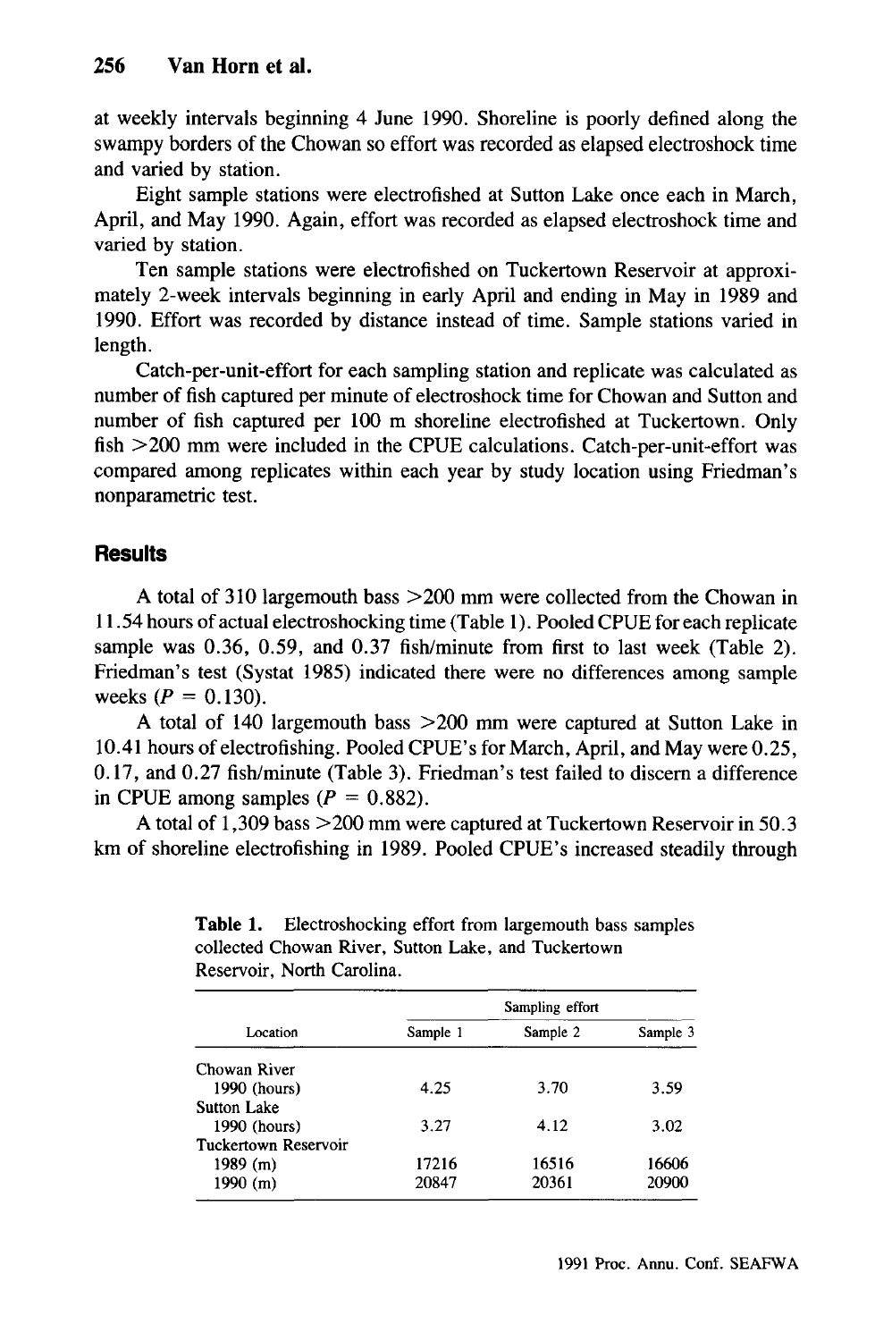at weekly intervals beginning 4 June 1990. Shoreline is poorly defined along the swampy borders of the Chowan so effort was recorded as elapsed electroshock time and varied by station.

Eight sample stations were electrofished at Sutton Lake once each in March, April, and May 1990. Again, effort was recorded as elapsed electroshock time and varied by station.

Ten sample stations were electrofished on Tuckertown Reservoir at approximately 2-week intervals beginning in early April and ending in May in 1989 and 1990. Effort was recorded by distance instead of time. Sample stations varied in length.

Catch-per-unit-effort for each sampling station and replicate was calculated as number of fish captured per minute of electroshock time for Chowan and Sutton and number of fish captured per 100 m shoreline electrofished at Tuckertown. Only fish >200 mm were included in the CPUE calculations. Catch-per-unit-effort was compared among replicates within each year by study location using Friedman's nonparametric test.

## Results

A total of 310 largemouth bass >200 mm were collected from the Chowan in 11.54 hours of actual electroshocking time (Table 1). Pooled CPUE for each replicate sample was 0.36, 0.59, and 0.37 fish/minute from first to last week (Table 2). Friedman's test (Systat 1985) indicated there were no differences among sample weeks ($P = 0.130$).

A total of 140 largemouth bass >200 mm were captured at Sutton Lake in 10.41 hours of electrofishing. Pooled CPUE's for March, April, and May were 0.25, 0.17, and 0.27 fish/minute (Table 3). Friedman's test failed to discern a difference in CPUE among samples ($P = 0.882$).

A total of 1,309 bass >200 mm were captured at Tuckertown Reservoir in 50.3 km of shoreline electrofishing in 1989. Pooled CPUE's increased steadily through

**Table 1.** Electroshocking effort from largemouth bass samples collected Chowan River, Sutton Lake, and Tuckertown Reservoir, North Carolina.

| | Sampling effort | | |
|---|---|---|---|
| Location | Sample 1 | Sample 2 | Sample 3 |
| Chowan River | | | |
| 1990 (hours) | 4.25 | 3.70 | 3.59 |
| Sutton Lake | | | |
| 1990 (hours) | 3.27 | 4.12 | 3.02 |
| Tuckertown Reservoir | | | |
| 1989 (m) | 17216 | 16516 | 16606 |
| 1990 (m) | 20847 | 20361 | 20900 |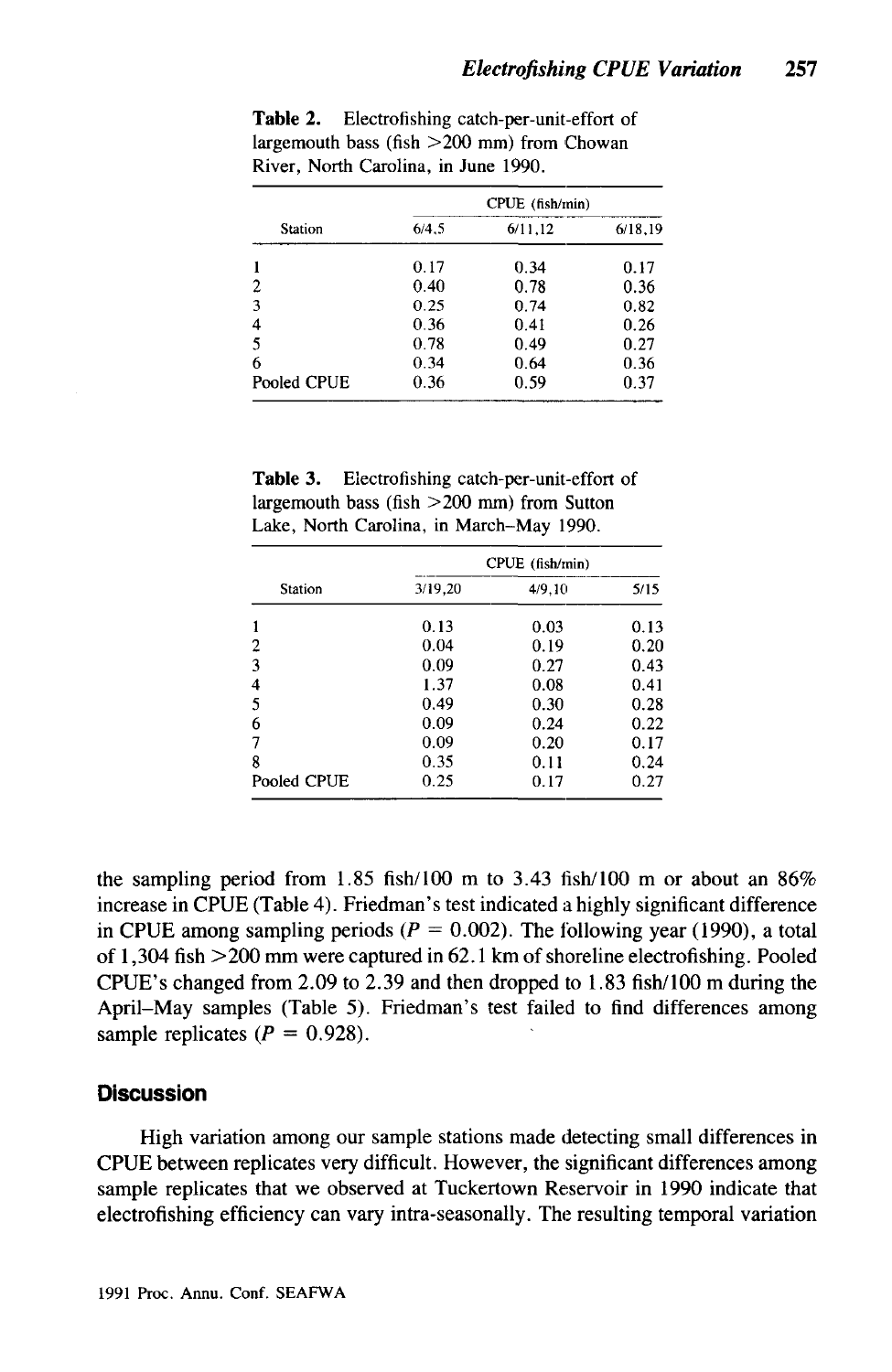**Table 2.** Electrofishing catch-per-unit-effort of largemouth bass (fish >200 mm) from Chowan River, North Carolina, in June 1990.

| Station | CPUE (fish/min) | | |
|---|---|---|---|
| | 6/4,5 | 6/11,12 | 6/18,19 |
| 1 | 0.17 | 0.34 | 0.17 |
| 2 | 0.40 | 0.78 | 0.36 |
| 3 | 0.25 | 0.74 | 0.82 |
| 4 | 0.36 | 0.41 | 0.26 |
| 5 | 0.78 | 0.49 | 0.27 |
| 6 | 0.34 | 0.64 | 0.36 |
| Pooled CPUE | 0.36 | 0.59 | 0.37 |

**Table 3.** Electrofishing catch-per-unit-effort of largemouth bass (fish >200 mm) from Sutton Lake, North Carolina, in March–May 1990.

| Station | CPUE (fish/min) | | |
|---|---|---|---|
| | 3/19,20 | 4/9,10 | 5/15 |
| 1 | 0.13 | 0.03 | 0.13 |
| 2 | 0.04 | 0.19 | 0.20 |
| 3 | 0.09 | 0.27 | 0.43 |
| 4 | 1.37 | 0.08 | 0.41 |
| 5 | 0.49 | 0.30 | 0.28 |
| 6 | 0.09 | 0.24 | 0.22 |
| 7 | 0.09 | 0.20 | 0.17 |
| 8 | 0.35 | 0.11 | 0.24 |
| Pooled CPUE | 0.25 | 0.17 | 0.27 |

the sampling period from 1.85 fish/100 m to 3.43 fish/100 m or about an 86% increase in CPUE (Table 4). Friedman's test indicated a highly significant difference in CPUE among sampling periods ($P = 0.002$). The following year (1990), a total of 1,304 fish >200 mm were captured in 62.1 km of shoreline electrofishing. Pooled CPUE's changed from 2.09 to 2.39 and then dropped to 1.83 fish/100 m during the April–May samples (Table 5). Friedman's test failed to find differences among sample replicates ($P = 0.928$).

## Discussion

High variation among our sample stations made detecting small differences in CPUE between replicates very difficult. However, the significant differences among sample replicates that we observed at Tuckertown Reservoir in 1990 indicate that electrofishing efficiency can vary intra-seasonally. The resulting temporal variation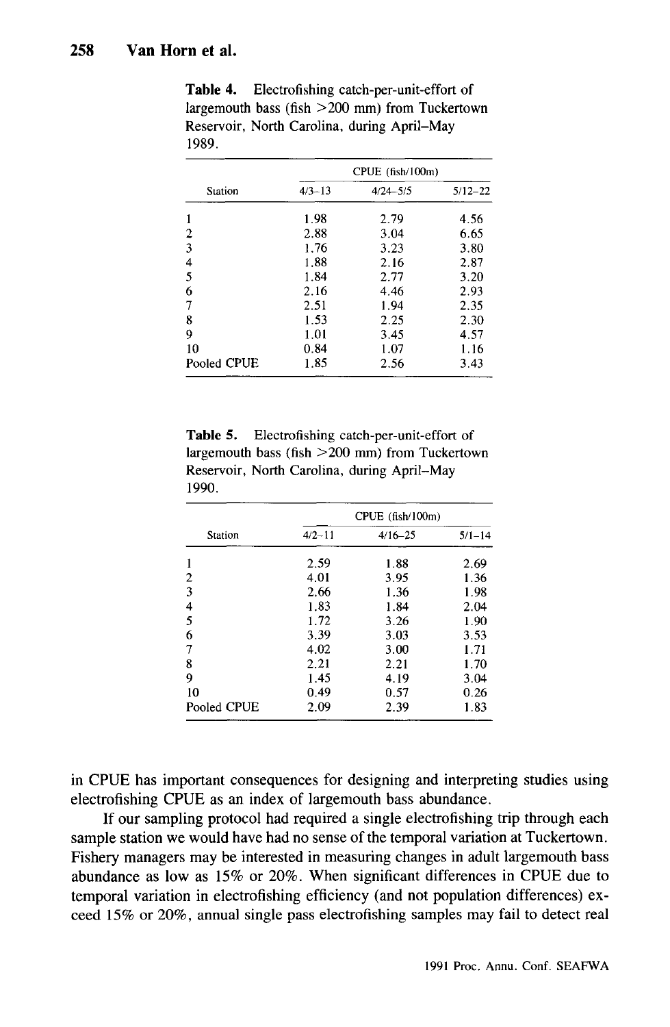**Table 4.** Electrofishing catch-per-unit-effort of largemouth bass (fish >200 mm) from Tuckertown Reservoir, North Carolina, during April–May 1989.

| Station | CPUE (fish/100m) | | |
|---|---|---|---|
| | 4/3–13 | 4/24–5/5 | 5/12–22 |
| 1 | 1.98 | 2.79 | 4.56 |
| 2 | 2.88 | 3.04 | 6.65 |
| 3 | 1.76 | 3.23 | 3.80 |
| 4 | 1.88 | 2.16 | 2.87 |
| 5 | 1.84 | 2.77 | 3.20 |
| 6 | 2.16 | 4.46 | 2.93 |
| 7 | 2.51 | 1.94 | 2.35 |
| 8 | 1.53 | 2.25 | 2.30 |
| 9 | 1.01 | 3.45 | 4.57 |
| 10 | 0.84 | 1.07 | 1.16 |
| Pooled CPUE | 1.85 | 2.56 | 3.43 |

**Table 5.** Electrofishing catch-per-unit-effort of largemouth bass (fish >200 mm) from Tuckertown Reservoir, North Carolina, during April–May 1990.

| Station | CPUE (fish/100m) | | |
|---|---|---|---|
| | 4/2–11 | 4/16–25 | 5/1–14 |
| 1 | 2.59 | 1.88 | 2.69 |
| 2 | 4.01 | 3.95 | 1.36 |
| 3 | 2.66 | 1.36 | 1.98 |
| 4 | 1.83 | 1.84 | 2.04 |
| 5 | 1.72 | 3.26 | 1.90 |
| 6 | 3.39 | 3.03 | 3.53 |
| 7 | 4.02 | 3.00 | 1.71 |
| 8 | 2.21 | 2.21 | 1.70 |
| 9 | 1.45 | 4.19 | 3.04 |
| 10 | 0.49 | 0.57 | 0.26 |
| Pooled CPUE | 2.09 | 2.39 | 1.83 |

in CPUE has important consequences for designing and interpreting studies using electrofishing CPUE as an index of largemouth bass abundance.

If our sampling protocol had required a single electrofishing trip through each sample station we would have had no sense of the temporal variation at Tuckertown. Fishery managers may be interested in measuring changes in adult largemouth bass abundance as low as 15% or 20%. When significant differences in CPUE due to temporal variation in electrofishing efficiency (and not population differences) exceed 15% or 20%, annual single pass electrofishing samples may fail to detect real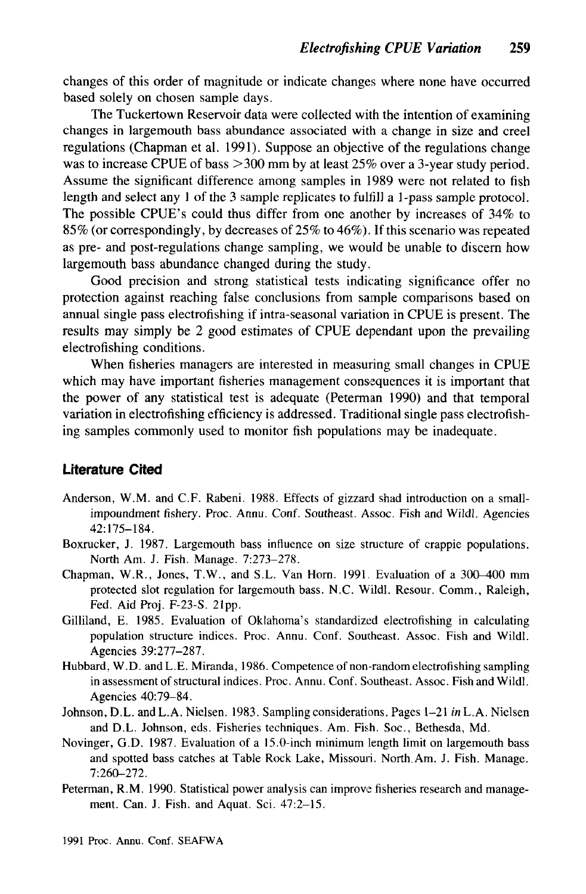changes of this order of magnitude or indicate changes where none have occurred based solely on chosen sample days.

The Tuckertown Reservoir data were collected with the intention of examining changes in largemouth bass abundance associated with a change in size and creel regulations (Chapman et al. 1991). Suppose an objective of the regulations change was to increase CPUE of bass >300 mm by at least 25% over a 3-year study period. Assume the significant difference among samples in 1989 were not related to fish length and select any 1 of the 3 sample replicates to fulfill a 1-pass sample protocol. The possible CPUE's could thus differ from one another by increases of 34% to 85% (or correspondingly, by decreases of 25% to 46%). If this scenario was repeated as pre- and post-regulations change sampling, we would be unable to discern how largemouth bass abundance changed during the study.

Good precision and strong statistical tests indicating significance offer no protection against reaching false conclusions from sample comparisons based on annual single pass electrofishing if intra-seasonal variation in CPUE is present. The results may simply be 2 good estimates of CPUE dependant upon the prevailing electrofishing conditions.

When fisheries managers are interested in measuring small changes in CPUE which may have important fisheries management consequences it is important that the power of any statistical test is adequate (Peterman 1990) and that temporal variation in electrofishing efficiency is addressed. Traditional single pass electrofishing samples commonly used to monitor fish populations may be inadequate.

## Literature Cited

Anderson, W.M. and C.F. Rabeni. 1988. Effects of gizzard shad introduction on a small-impoundment fishery. Proc. Annu. Conf. Southeast. Assoc. Fish and Wildl. Agencies 42:175–184.

Boxrucker, J. 1987. Largemouth bass influence on size structure of crappie populations. North Am. J. Fish. Manage. 7:273–278.

Chapman, W.R., Jones, T.W., and S.L. Van Horn. 1991. Evaluation of a 300–400 mm protected slot regulation for largemouth bass. N.C. Wildl. Resour. Comm., Raleigh, Fed. Aid Proj. F-23-S. 21pp.

Gilliland, E. 1985. Evaluation of Oklahoma's standardized electrofishing in calculating population structure indices. Proc. Annu. Conf. Southeast. Assoc. Fish and Wildl. Agencies 39:277–287.

Hubbard, W.D. and L.E. Miranda, 1986. Competence of non-random electrofishing sampling in assessment of structural indices. Proc. Annu. Conf. Southeast. Assoc. Fish and Wildl. Agencies 40:79–84.

Johnson, D.L. and L.A. Nielsen. 1983. Sampling considerations. Pages 1–21 *in* L.A. Nielsen and D.L. Johnson, eds. Fisheries techniques. Am. Fish. Soc., Bethesda, Md.

Novinger, G.D. 1987. Evaluation of a 15.0-inch minimum length limit on largemouth bass and spotted bass catches at Table Rock Lake, Missouri. North.Am. J. Fish. Manage. 7:260–272.

Peterman, R.M. 1990. Statistical power analysis can improve fisheries research and management. Can. J. Fish. and Aquat. Sci. 47:2–15.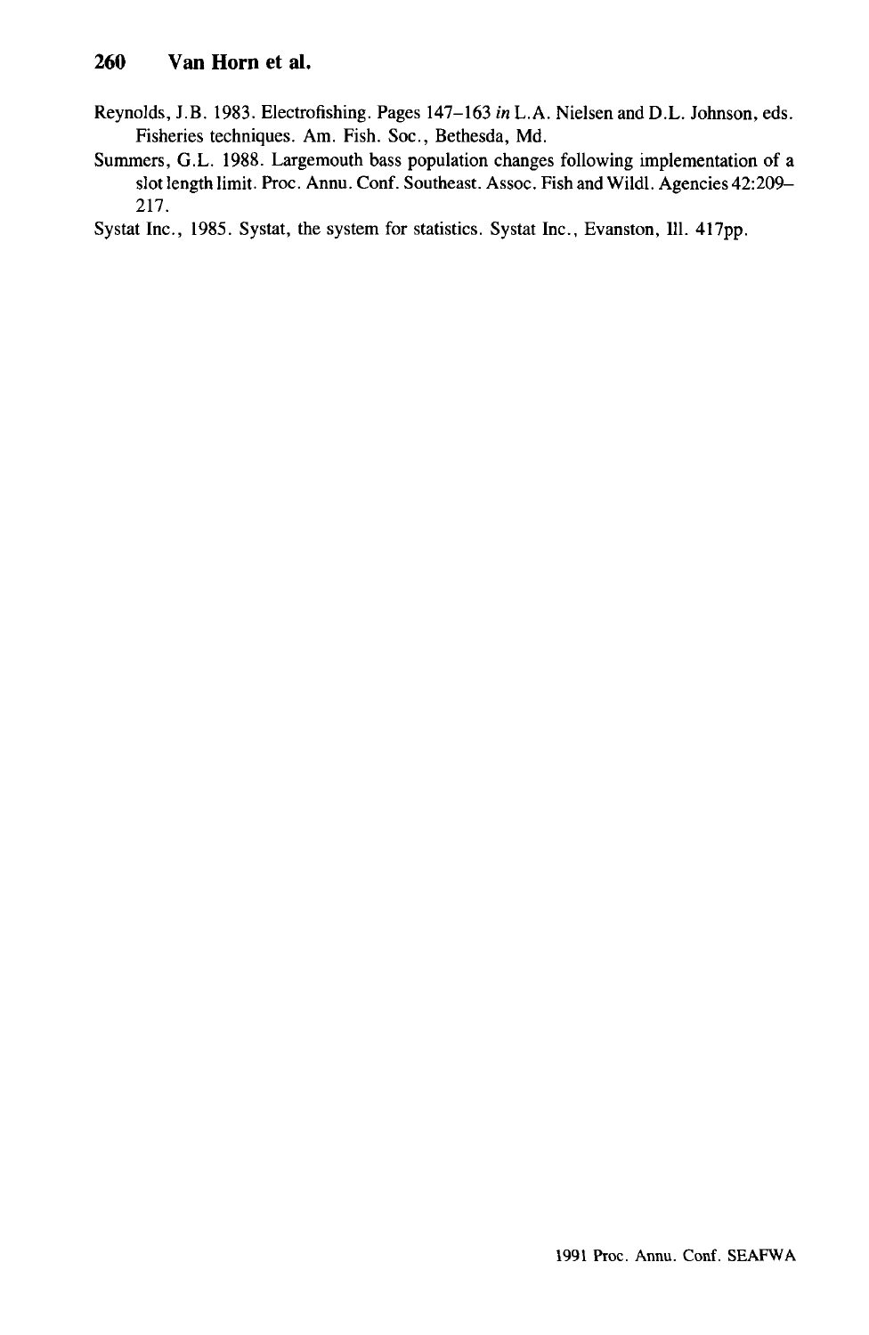Reynolds, J.B. 1983. Electrofishing. Pages 147–163 *in* L.A. Nielsen and D.L. Johnson, eds. Fisheries techniques. Am. Fish. Soc., Bethesda, Md.

Summers, G.L. 1988. Largemouth bass population changes following implementation of a slot length limit. Proc. Annu. Conf. Southeast. Assoc. Fish and Wildl. Agencies 42:209–217.

Systat Inc., 1985. Systat, the system for statistics. Systat Inc., Evanston, Ill. 417pp.